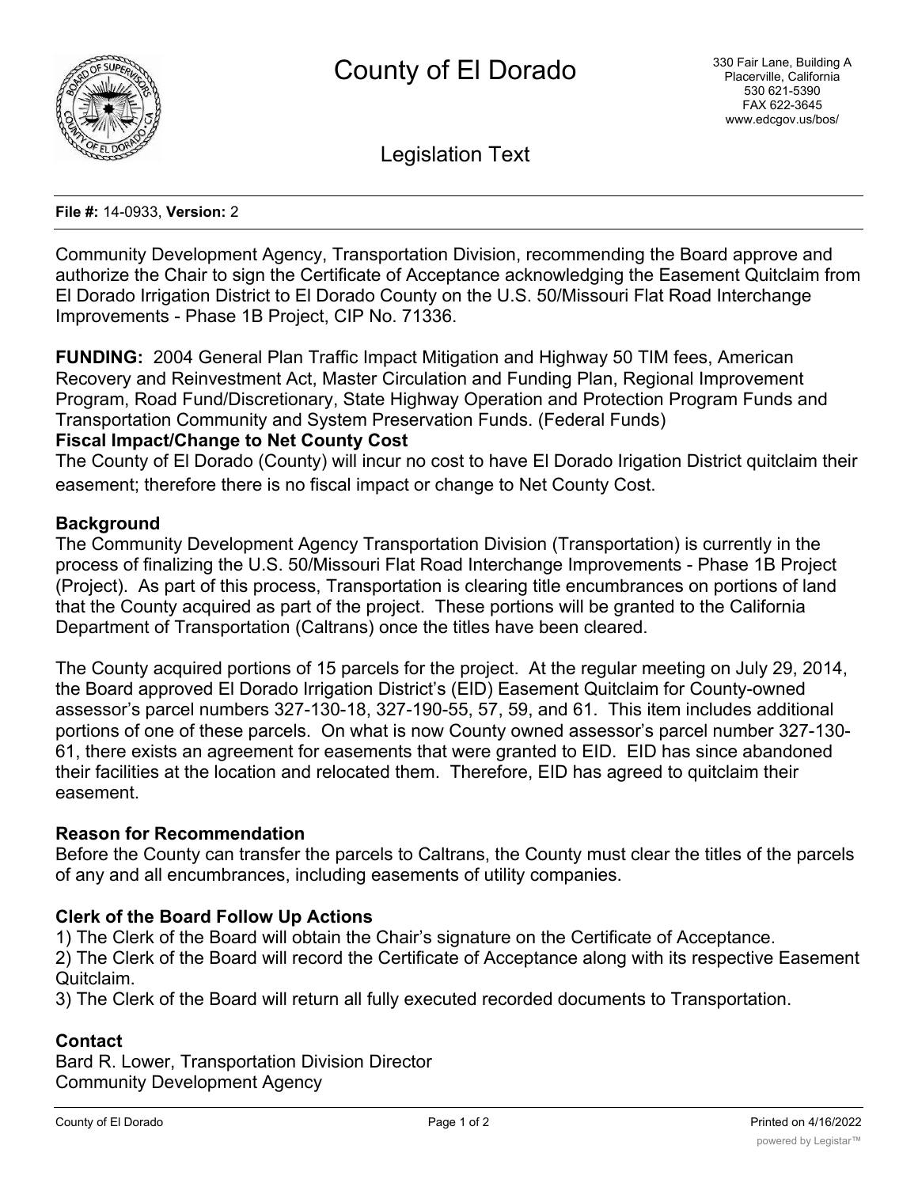# County of El Dorado

330 Fair Lane, Building A
Placerville, California
530 621-5390
FAX 622-3645
www.edcgov.us/bos/

## Legislation Text

**File #:** 14-0933, **Version:** 2

Community Development Agency, Transportation Division, recommending the Board approve and authorize the Chair to sign the Certificate of Acceptance acknowledging the Easement Quitclaim from El Dorado Irrigation District to El Dorado County on the U.S. 50/Missouri Flat Road Interchange Improvements - Phase 1B Project, CIP No. 71336.

**FUNDING:** 2004 General Plan Traffic Impact Mitigation and Highway 50 TIM fees, American Recovery and Reinvestment Act, Master Circulation and Funding Plan, Regional Improvement Program, Road Fund/Discretionary, State Highway Operation and Protection Program Funds and Transportation Community and System Preservation Funds. (Federal Funds)

**Fiscal Impact/Change to Net County Cost**

The County of El Dorado (County) will incur no cost to have El Dorado Irigation District quitclaim their easement; therefore there is no fiscal impact or change to Net County Cost.

**Background**

The Community Development Agency Transportation Division (Transportation) is currently in the process of finalizing the U.S. 50/Missouri Flat Road Interchange Improvements - Phase 1B Project (Project). As part of this process, Transportation is clearing title encumbrances on portions of land that the County acquired as part of the project. These portions will be granted to the California Department of Transportation (Caltrans) once the titles have been cleared.

The County acquired portions of 15 parcels for the project. At the regular meeting on July 29, 2014, the Board approved El Dorado Irrigation District's (EID) Easement Quitclaim for County-owned assessor's parcel numbers 327-130-18, 327-190-55, 57, 59, and 61. This item includes additional portions of one of these parcels. On what is now County owned assessor's parcel number 327-130-61, there exists an agreement for easements that were granted to EID. EID has since abandoned their facilities at the location and relocated them. Therefore, EID has agreed to quitclaim their easement.

**Reason for Recommendation**

Before the County can transfer the parcels to Caltrans, the County must clear the titles of the parcels of any and all encumbrances, including easements of utility companies.

**Clerk of the Board Follow Up Actions**

1) The Clerk of the Board will obtain the Chair's signature on the Certificate of Acceptance.
2) The Clerk of the Board will record the Certificate of Acceptance along with its respective Easement Quitclaim.
3) The Clerk of the Board will return all fully executed recorded documents to Transportation.

**Contact**

Bard R. Lower, Transportation Division Director
Community Development Agency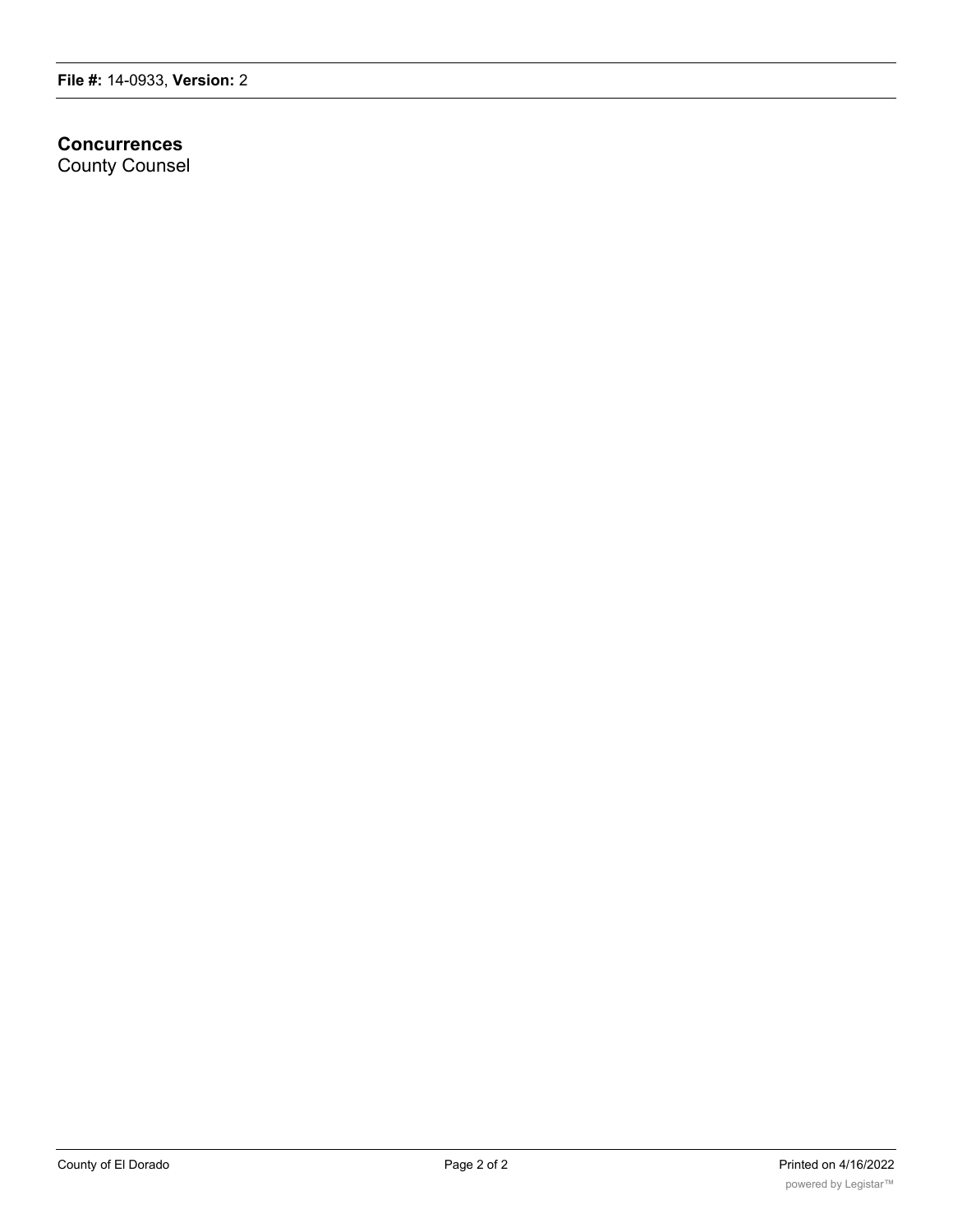**Concurrences**

County Counsel